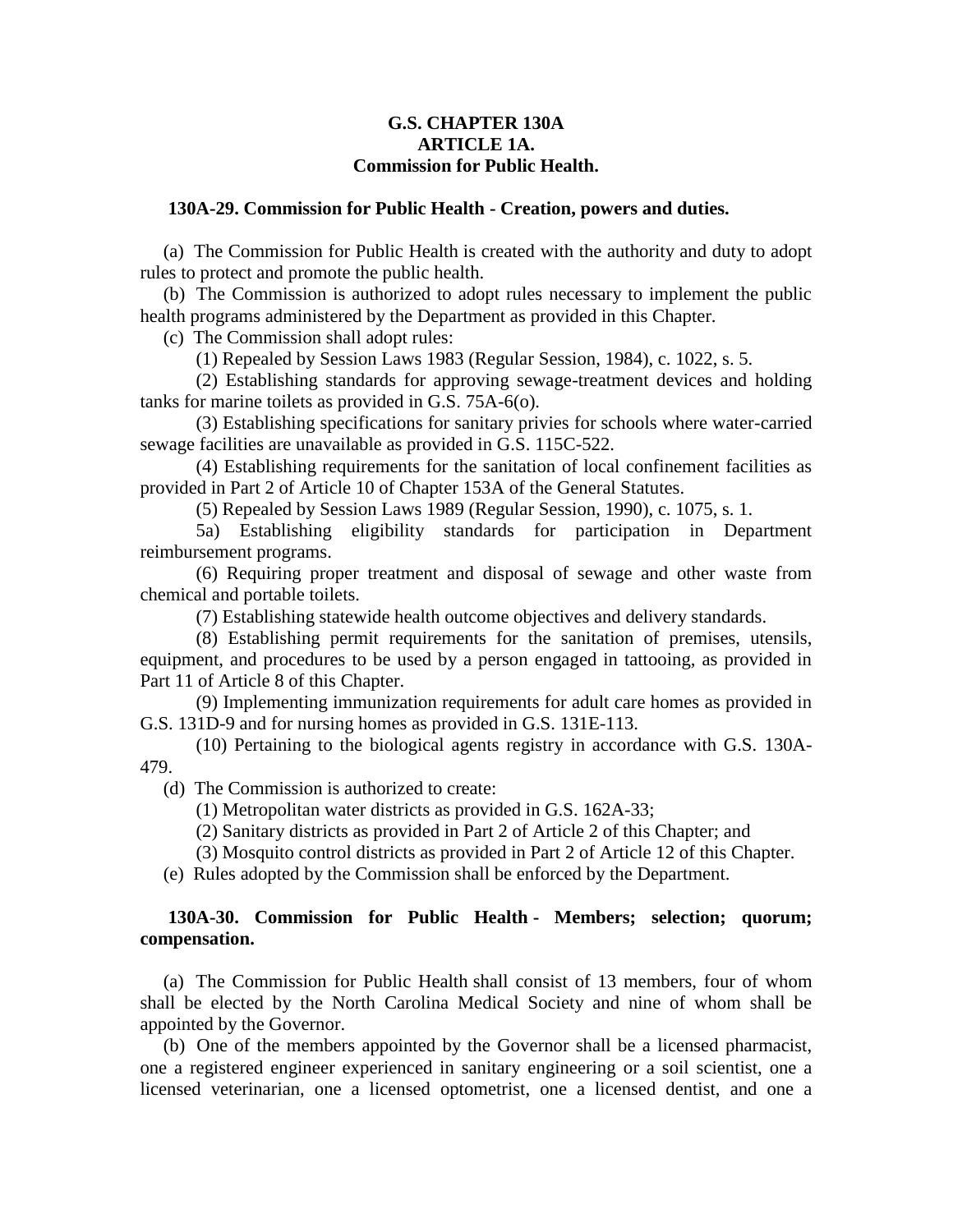**G.S. CHAPTER 130A**
**ARTICLE 1A.**
**Commission for Public Health.**

**130A-29. Commission for Public Health - Creation, powers and duties.**

(a) The Commission for Public Health is created with the authority and duty to adopt rules to protect and promote the public health.

(b) The Commission is authorized to adopt rules necessary to implement the public health programs administered by the Department as provided in this Chapter.

(c) The Commission shall adopt rules:

(1) Repealed by Session Laws 1983 (Regular Session, 1984), c. 1022, s. 5.

(2) Establishing standards for approving sewage-treatment devices and holding tanks for marine toilets as provided in G.S. 75A-6(o).

(3) Establishing specifications for sanitary privies for schools where water-carried sewage facilities are unavailable as provided in G.S. 115C-522.

(4) Establishing requirements for the sanitation of local confinement facilities as provided in Part 2 of Article 10 of Chapter 153A of the General Statutes.

(5) Repealed by Session Laws 1989 (Regular Session, 1990), c. 1075, s. 1.

5a) Establishing eligibility standards for participation in Department reimbursement programs.

(6) Requiring proper treatment and disposal of sewage and other waste from chemical and portable toilets.

(7) Establishing statewide health outcome objectives and delivery standards.

(8) Establishing permit requirements for the sanitation of premises, utensils, equipment, and procedures to be used by a person engaged in tattooing, as provided in Part 11 of Article 8 of this Chapter.

(9) Implementing immunization requirements for adult care homes as provided in G.S. 131D-9 and for nursing homes as provided in G.S. 131E-113.

(10) Pertaining to the biological agents registry in accordance with G.S. 130A-479.

(d) The Commission is authorized to create:

(1) Metropolitan water districts as provided in G.S. 162A-33;

(2) Sanitary districts as provided in Part 2 of Article 2 of this Chapter; and

(3) Mosquito control districts as provided in Part 2 of Article 12 of this Chapter.

(e) Rules adopted by the Commission shall be enforced by the Department.

**130A-30. Commission for Public Health - Members; selection; quorum; compensation.**

(a) The Commission for Public Health shall consist of 13 members, four of whom shall be elected by the North Carolina Medical Society and nine of whom shall be appointed by the Governor.

(b) One of the members appointed by the Governor shall be a licensed pharmacist, one a registered engineer experienced in sanitary engineering or a soil scientist, one a licensed veterinarian, one a licensed optometrist, one a licensed dentist, and one a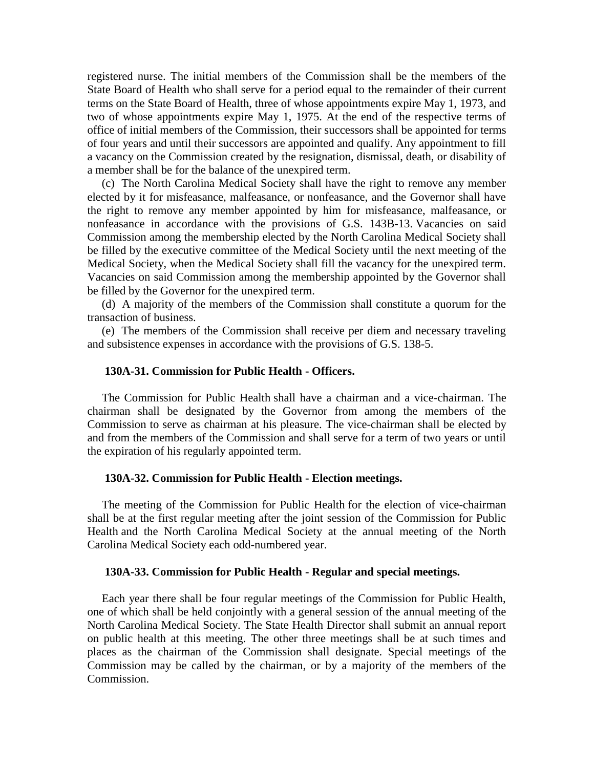registered nurse. The initial members of the Commission shall be the members of the State Board of Health who shall serve for a period equal to the remainder of their current terms on the State Board of Health, three of whose appointments expire May 1, 1973, and two of whose appointments expire May 1, 1975. At the end of the respective terms of office of initial members of the Commission, their successors shall be appointed for terms of four years and until their successors are appointed and qualify. Any appointment to fill a vacancy on the Commission created by the resignation, dismissal, death, or disability of a member shall be for the balance of the unexpired term.

(c) The North Carolina Medical Society shall have the right to remove any member elected by it for misfeasance, malfeasance, or nonfeasance, and the Governor shall have the right to remove any member appointed by him for misfeasance, malfeasance, or nonfeasance in accordance with the provisions of G.S. 143B-13. Vacancies on said Commission among the membership elected by the North Carolina Medical Society shall be filled by the executive committee of the Medical Society until the next meeting of the Medical Society, when the Medical Society shall fill the vacancy for the unexpired term. Vacancies on said Commission among the membership appointed by the Governor shall be filled by the Governor for the unexpired term.

(d) A majority of the members of the Commission shall constitute a quorum for the transaction of business.

(e) The members of the Commission shall receive per diem and necessary traveling and subsistence expenses in accordance with the provisions of G.S. 138-5.

### 130A-31. Commission for Public Health - Officers.

The Commission for Public Health shall have a chairman and a vice-chairman. The chairman shall be designated by the Governor from among the members of the Commission to serve as chairman at his pleasure. The vice-chairman shall be elected by and from the members of the Commission and shall serve for a term of two years or until the expiration of his regularly appointed term.

### 130A-32. Commission for Public Health - Election meetings.

The meeting of the Commission for Public Health for the election of vice-chairman shall be at the first regular meeting after the joint session of the Commission for Public Health and the North Carolina Medical Society at the annual meeting of the North Carolina Medical Society each odd-numbered year.

### 130A-33. Commission for Public Health - Regular and special meetings.

Each year there shall be four regular meetings of the Commission for Public Health, one of which shall be held conjointly with a general session of the annual meeting of the North Carolina Medical Society. The State Health Director shall submit an annual report on public health at this meeting. The other three meetings shall be at such times and places as the chairman of the Commission shall designate. Special meetings of the Commission may be called by the chairman, or by a majority of the members of the Commission.